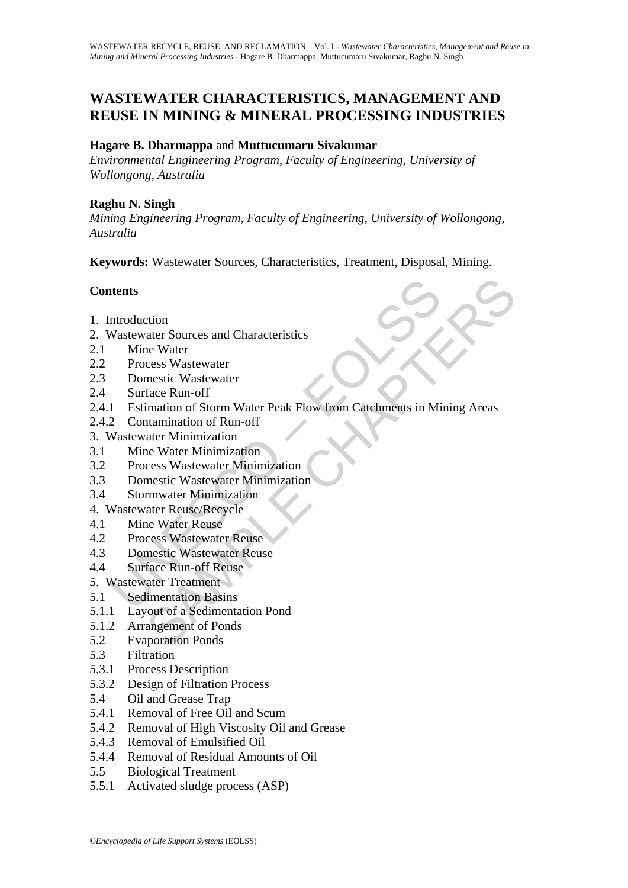# WASTEWATER CHARACTERISTICS, MANAGEMENT AND REUSE IN MINING & MINERAL PROCESSING INDUSTRIES

**Hagare B. Dharmappa** and **Muttucumaru Sivakumar**

*Environmental Engineering Program, Faculty of Engineering, University of Wollongong, Australia*

**Raghu N. Singh**

*Mining Engineering Program, Faculty of Engineering, University of Wollongong, Australia*

**Keywords:** Wastewater Sources, Characteristics, Treatment, Disposal, Mining.

## Contents

1. Introduction
2. Wastewater Sources and Characteristics
2.1 Mine Water
2.2 Process Wastewater
2.3 Domestic Wastewater
2.4 Surface Run-off
2.4.1 Estimation of Storm Water Peak Flow from Catchments in Mining Areas
2.4.2 Contamination of Run-off
3. Wastewater Minimization
3.1 Mine Water Minimization
3.2 Process Wastewater Minimization
3.3 Domestic Wastewater Minimization
3.4 Stormwater Minimization
4. Wastewater Reuse/Recycle
4.1 Mine Water Reuse
4.2 Process Wastewater Reuse
4.3 Domestic Wastewater Reuse
4.4 Surface Run-off Reuse
5. Wastewater Treatment
5.1 Sedimentation Basins
5.1.1 Layout of a Sedimentation Pond
5.1.2 Arrangement of Ponds
5.2 Evaporation Ponds
5.3 Filtration
5.3.1 Process Description
5.3.2 Design of Filtration Process
5.4 Oil and Grease Trap
5.4.1 Removal of Free Oil and Scum
5.4.2 Removal of High Viscosity Oil and Grease
5.4.3 Removal of Emulsified Oil
5.4.4 Removal of Residual Amounts of Oil
5.5 Biological Treatment
5.5.1 Activated sludge process (ASP)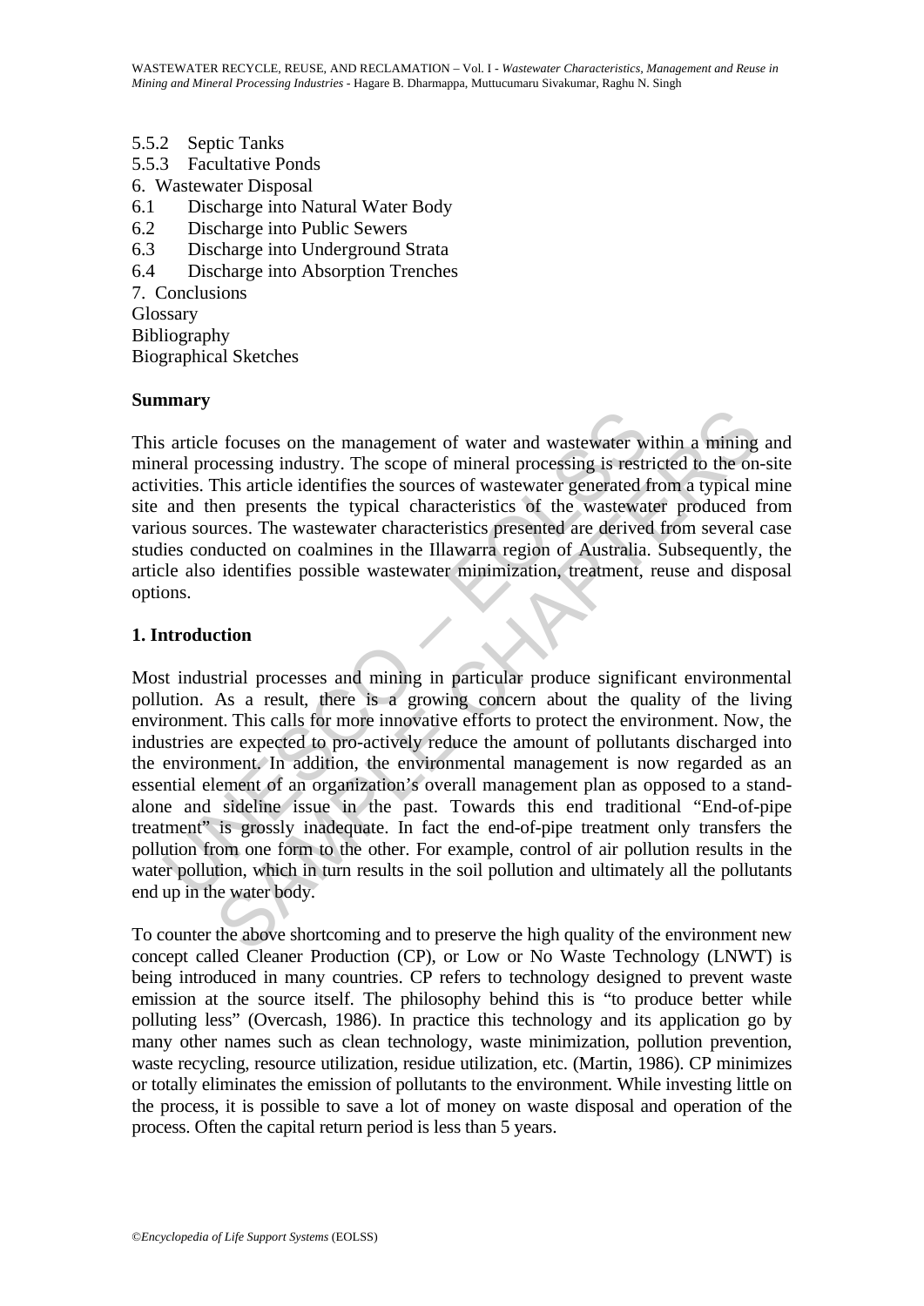5.5.2 Septic Tanks
5.5.3 Facultative Ponds
6. Wastewater Disposal
6.1 Discharge into Natural Water Body
6.2 Discharge into Public Sewers
6.3 Discharge into Underground Strata
6.4 Discharge into Absorption Trenches
7. Conclusions
Glossary
Bibliography
Biographical Sketches

## Summary

This article focuses on the management of water and wastewater within a mining and mineral processing industry. The scope of mineral processing is restricted to the on-site activities. This article identifies the sources of wastewater generated from a typical mine site and then presents the typical characteristics of the wastewater produced from various sources. The wastewater characteristics presented are derived from several case studies conducted on coalmines in the Illawarra region of Australia. Subsequently, the article also identifies possible wastewater minimization, treatment, reuse and disposal options.

## 1. Introduction

Most industrial processes and mining in particular produce significant environmental pollution. As a result, there is a growing concern about the quality of the living environment. This calls for more innovative efforts to protect the environment. Now, the industries are expected to pro-actively reduce the amount of pollutants discharged into the environment. In addition, the environmental management is now regarded as an essential element of an organization's overall management plan as opposed to a stand-alone and sideline issue in the past. Towards this end traditional "End-of-pipe treatment" is grossly inadequate. In fact the end-of-pipe treatment only transfers the pollution from one form to the other. For example, control of air pollution results in the water pollution, which in turn results in the soil pollution and ultimately all the pollutants end up in the water body.

To counter the above shortcoming and to preserve the high quality of the environment new concept called Cleaner Production (CP), or Low or No Waste Technology (LNWT) is being introduced in many countries. CP refers to technology designed to prevent waste emission at the source itself. The philosophy behind this is "to produce better while polluting less" (Overcash, 1986). In practice this technology and its application go by many other names such as clean technology, waste minimization, pollution prevention, waste recycling, resource utilization, residue utilization, etc. (Martin, 1986). CP minimizes or totally eliminates the emission of pollutants to the environment. While investing little on the process, it is possible to save a lot of money on waste disposal and operation of the process. Often the capital return period is less than 5 years.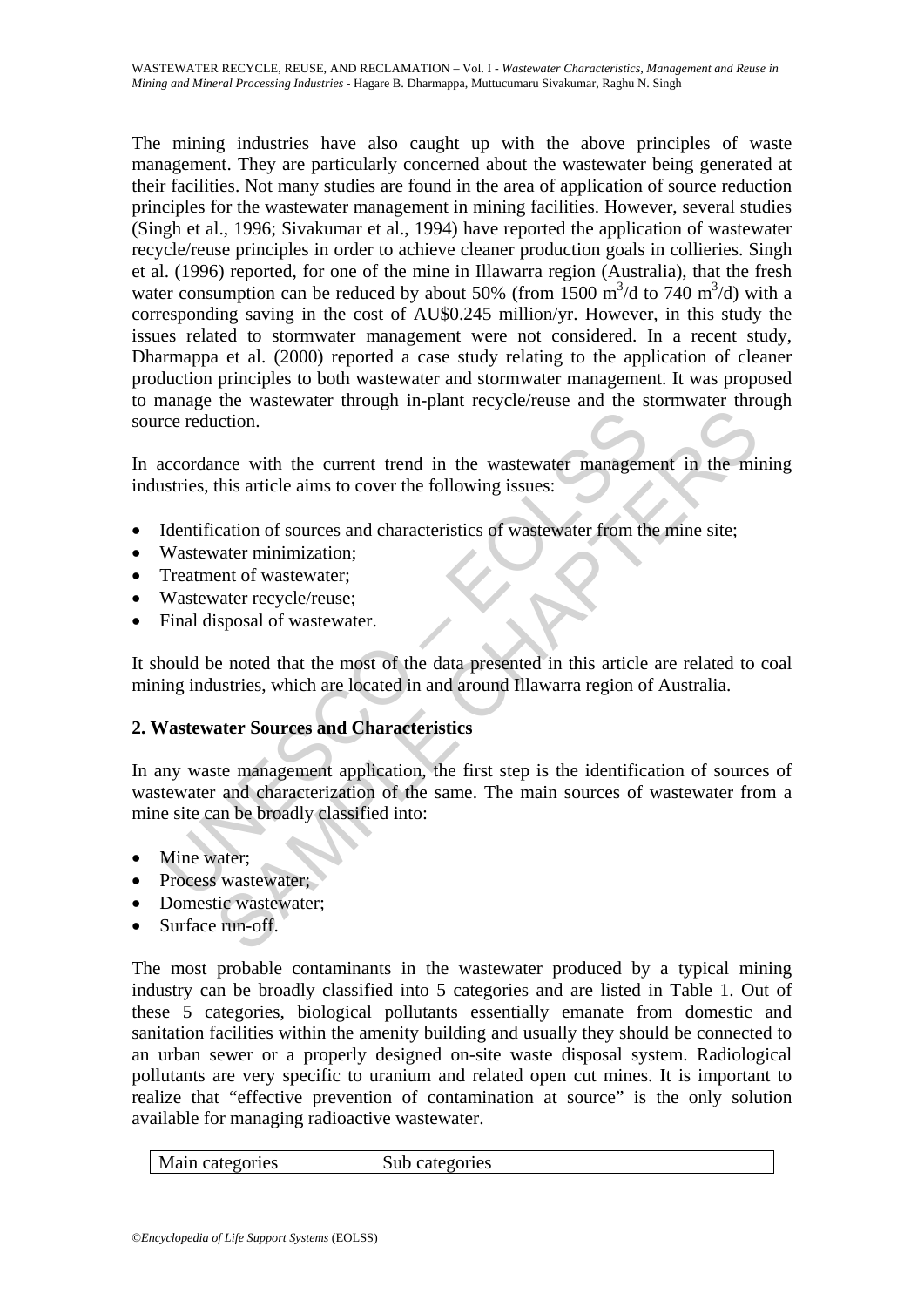The mining industries have also caught up with the above principles of waste management. They are particularly concerned about the wastewater being generated at their facilities. Not many studies are found in the area of application of source reduction principles for the wastewater management in mining facilities. However, several studies (Singh et al., 1996; Sivakumar et al., 1994) have reported the application of wastewater recycle/reuse principles in order to achieve cleaner production goals in collieries. Singh et al. (1996) reported, for one of the mine in Illawarra region (Australia), that the fresh water consumption can be reduced by about 50% (from 1500 $m^3$/d to 740 $m^3$/d) with a corresponding saving in the cost of AU$0.245 million/yr. However, in this study the issues related to stormwater management were not considered. In a recent study, Dharmappa et al. (2000) reported a case study relating to the application of cleaner production principles to both wastewater and stormwater management. It was proposed to manage the wastewater through in-plant recycle/reuse and the stormwater through source reduction.

In accordance with the current trend in the wastewater management in the mining industries, this article aims to cover the following issues:

- Identification of sources and characteristics of wastewater from the mine site;
- Wastewater minimization;
- Treatment of wastewater;
- Wastewater recycle/reuse;
- Final disposal of wastewater.

It should be noted that the most of the data presented in this article are related to coal mining industries, which are located in and around Illawarra region of Australia.

## 2. Wastewater Sources and Characteristics

In any waste management application, the first step is the identification of sources of wastewater and characterization of the same. The main sources of wastewater from a mine site can be broadly classified into:

- Mine water;
- Process wastewater;
- Domestic wastewater;
- Surface run-off.

The most probable contaminants in the wastewater produced by a typical mining industry can be broadly classified into 5 categories and are listed in Table 1. Out of these 5 categories, biological pollutants essentially emanate from domestic and sanitation facilities within the amenity building and usually they should be connected to an urban sewer or a properly designed on-site waste disposal system. Radiological pollutants are very specific to uranium and related open cut mines. It is important to realize that "effective prevention of contamination at source" is the only solution available for managing radioactive wastewater.

| Main categories | Sub categories |
|---|---|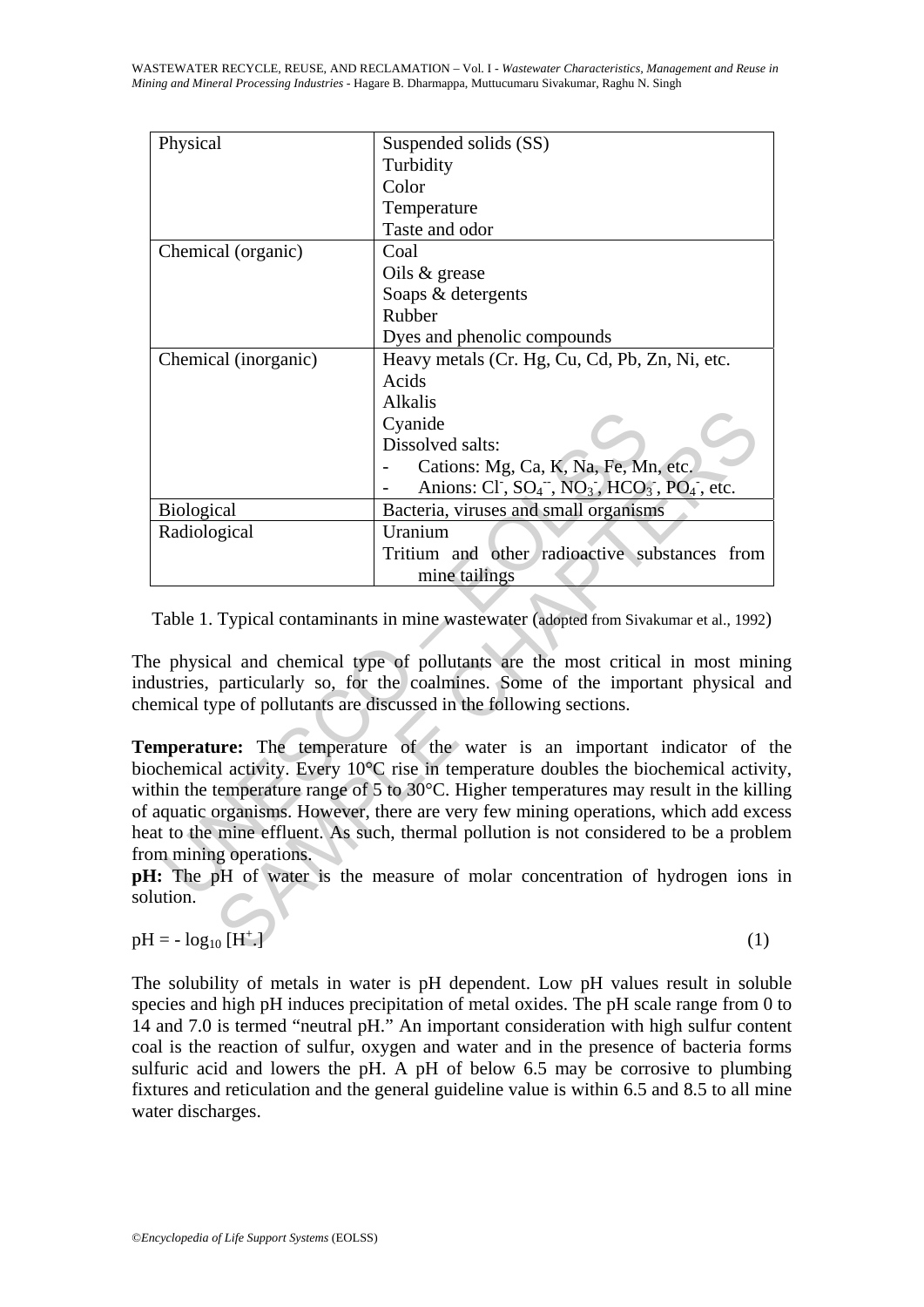| Physical | Suspended solids (SS)<br>Turbidity<br>Color<br>Temperature<br>Taste and odor |
|---|---|
| Chemical (organic) | Coal<br>Oils & grease<br>Soaps & detergents<br>Rubber<br>Dyes and phenolic compounds |
| Chemical (inorganic) | Heavy metals (Cr. Hg, Cu, Cd, Pb, Zn, Ni, etc.<br>Acids<br>Alkalis<br>Cyanide<br>Dissolved salts:<br>- Cations: Mg, Ca, K, Na, Fe, Mn, etc.<br>- Anions: $Cl^-$, $SO_4^{--}$, $NO_3^-$, $HCO_3^-$, $PO_4^-$, etc. |
| Biological | Bacteria, viruses and small organisms |
| Radiological | Uranium<br>Tritium and other radioactive substances from mine tailings |

Table 1. Typical contaminants in mine wastewater (adopted from Sivakumar et al., 1992)

The physical and chemical type of pollutants are the most critical in most mining industries, particularly so, for the coalmines. Some of the important physical and chemical type of pollutants are discussed in the following sections.

**Temperature:** The temperature of the water is an important indicator of the biochemical activity. Every 10°C rise in temperature doubles the biochemical activity, within the temperature range of 5 to 30°C. Higher temperatures may result in the killing of aquatic organisms. However, there are very few mining operations, which add excess heat to the mine effluent. As such, thermal pollution is not considered to be a problem from mining operations.

**pH:** The pH of water is the measure of molar concentration of hydrogen ions in solution.

$$pH = -\log_{10} [H^+.] \qquad (1)$$

The solubility of metals in water is pH dependent. Low pH values result in soluble species and high pH induces precipitation of metal oxides. The pH scale range from 0 to 14 and 7.0 is termed "neutral pH." An important consideration with high sulfur content coal is the reaction of sulfur, oxygen and water and in the presence of bacteria forms sulfuric acid and lowers the pH. A pH of below 6.5 may be corrosive to plumbing fixtures and reticulation and the general guideline value is within 6.5 and 8.5 to all mine water discharges.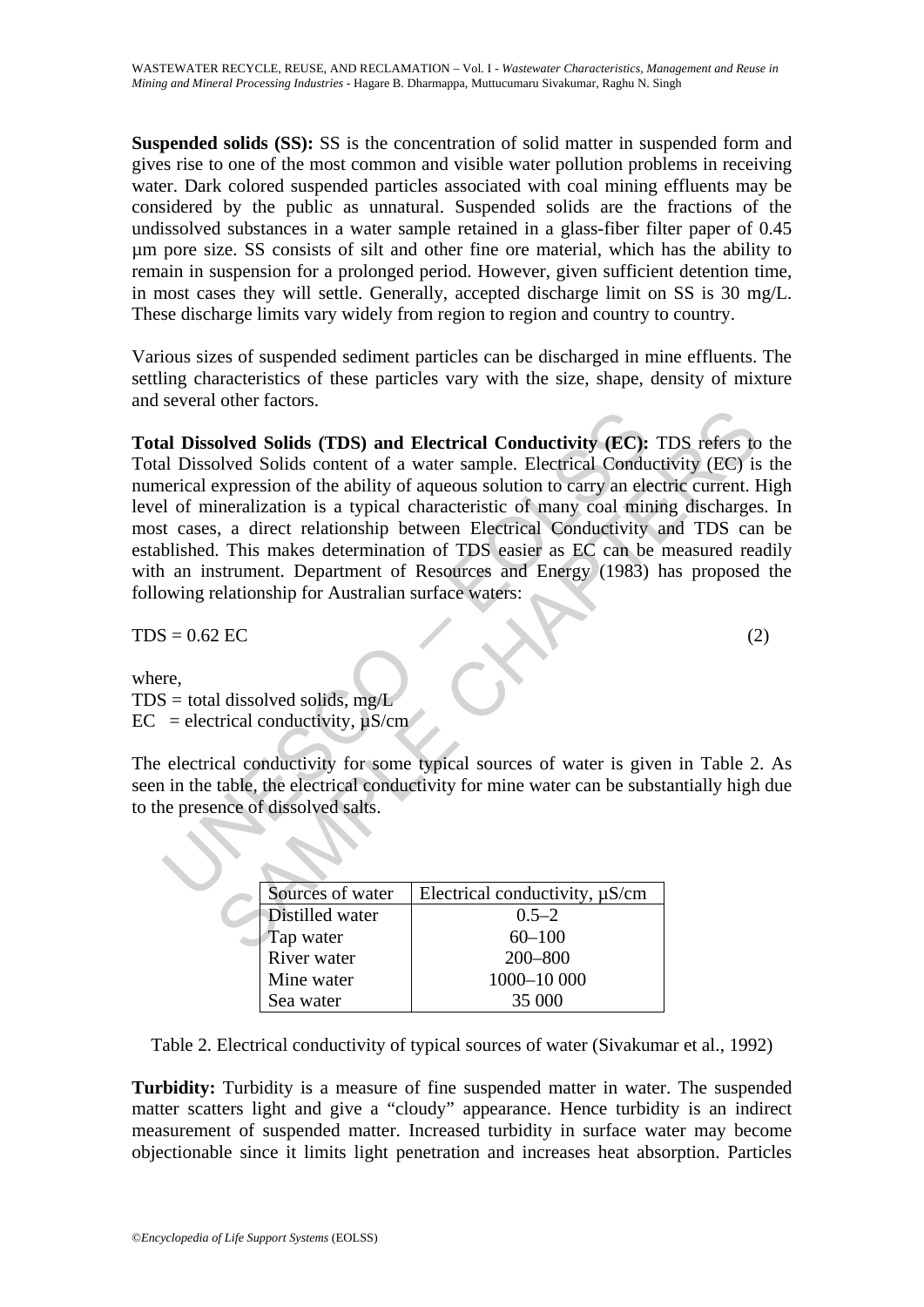**Suspended solids (SS):** SS is the concentration of solid matter in suspended form and gives rise to one of the most common and visible water pollution problems in receiving water. Dark colored suspended particles associated with coal mining effluents may be considered by the public as unnatural. Suspended solids are the fractions of the undissolved substances in a water sample retained in a glass-fiber filter paper of 0.45 µm pore size. SS consists of silt and other fine ore material, which has the ability to remain in suspension for a prolonged period. However, given sufficient detention time, in most cases they will settle. Generally, accepted discharge limit on SS is 30 mg/L. These discharge limits vary widely from region to region and country to country.

Various sizes of suspended sediment particles can be discharged in mine effluents. The settling characteristics of these particles vary with the size, shape, density of mixture and several other factors.

**Total Dissolved Solids (TDS) and Electrical Conductivity (EC):** TDS refers to the Total Dissolved Solids content of a water sample. Electrical Conductivity (EC) is the numerical expression of the ability of aqueous solution to carry an electric current. High level of mineralization is a typical characteristic of many coal mining discharges. In most cases, a direct relationship between Electrical Conductivity and TDS can be established. This makes determination of TDS easier as EC can be measured readily with an instrument. Department of Resources and Energy (1983) has proposed the following relationship for Australian surface waters:

$$TDS = 0.62\ EC \qquad (2)$$

where,
TDS = total dissolved solids, mg/L
EC = electrical conductivity, µS/cm

The electrical conductivity for some typical sources of water is given in Table 2. As seen in the table, the electrical conductivity for mine water can be substantially high due to the presence of dissolved salts.

| Sources of water | Electrical conductivity, µS/cm |
|---|---|
| Distilled water | 0.5–2 |
| Tap water | 60–100 |
| River water | 200–800 |
| Mine water | 1000–10 000 |
| Sea water | 35 000 |

Table 2. Electrical conductivity of typical sources of water (Sivakumar et al., 1992)

**Turbidity:** Turbidity is a measure of fine suspended matter in water. The suspended matter scatters light and give a "cloudy" appearance. Hence turbidity is an indirect measurement of suspended matter. Increased turbidity in surface water may become objectionable since it limits light penetration and increases heat absorption. Particles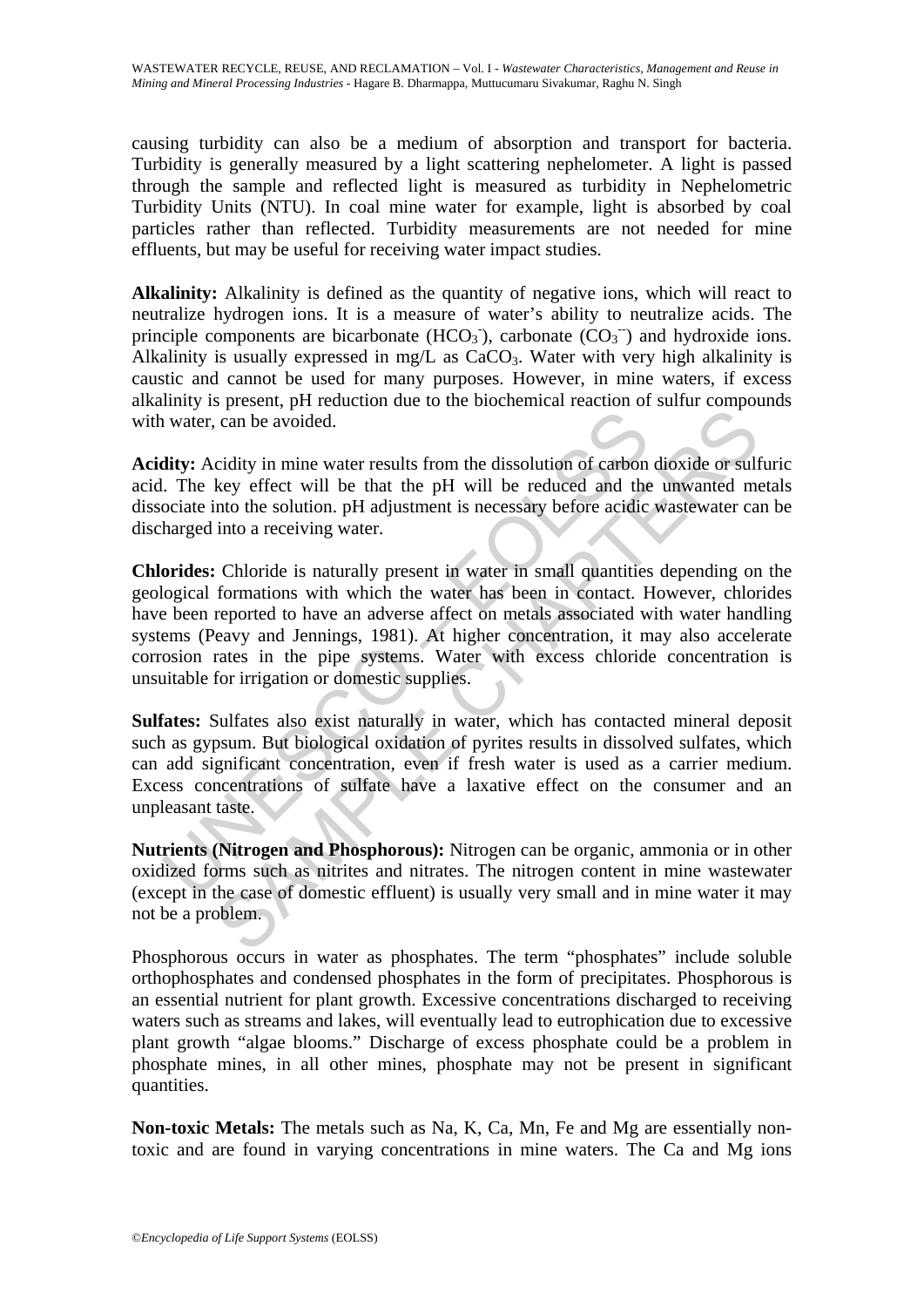causing turbidity can also be a medium of absorption and transport for bacteria. Turbidity is generally measured by a light scattering nephelometer. A light is passed through the sample and reflected light is measured as turbidity in Nephelometric Turbidity Units (NTU). In coal mine water for example, light is absorbed by coal particles rather than reflected. Turbidity measurements are not needed for mine effluents, but may be useful for receiving water impact studies.

**Alkalinity:** Alkalinity is defined as the quantity of negative ions, which will react to neutralize hydrogen ions. It is a measure of water's ability to neutralize acids. The principle components are bicarbonate ($HCO_3^-$), carbonate ($CO_3^-$) and hydroxide ions. Alkalinity is usually expressed in mg/L as $CaCO_3$. Water with very high alkalinity is caustic and cannot be used for many purposes. However, in mine waters, if excess alkalinity is present, pH reduction due to the biochemical reaction of sulfur compounds with water, can be avoided.

**Acidity:** Acidity in mine water results from the dissolution of carbon dioxide or sulfuric acid. The key effect will be that the pH will be reduced and the unwanted metals dissociate into the solution. pH adjustment is necessary before acidic wastewater can be discharged into a receiving water.

**Chlorides:** Chloride is naturally present in water in small quantities depending on the geological formations with which the water has been in contact. However, chlorides have been reported to have an adverse affect on metals associated with water handling systems (Peavy and Jennings, 1981). At higher concentration, it may also accelerate corrosion rates in the pipe systems. Water with excess chloride concentration is unsuitable for irrigation or domestic supplies.

**Sulfates:** Sulfates also exist naturally in water, which has contacted mineral deposit such as gypsum. But biological oxidation of pyrites results in dissolved sulfates, which can add significant concentration, even if fresh water is used as a carrier medium. Excess concentrations of sulfate have a laxative effect on the consumer and an unpleasant taste.

**Nutrients (Nitrogen and Phosphorous):** Nitrogen can be organic, ammonia or in other oxidized forms such as nitrites and nitrates. The nitrogen content in mine wastewater (except in the case of domestic effluent) is usually very small and in mine water it may not be a problem.

Phosphorous occurs in water as phosphates. The term "phosphates" include soluble orthophosphates and condensed phosphates in the form of precipitates. Phosphorous is an essential nutrient for plant growth. Excessive concentrations discharged to receiving waters such as streams and lakes, will eventually lead to eutrophication due to excessive plant growth "algae blooms." Discharge of excess phosphate could be a problem in phosphate mines, in all other mines, phosphate may not be present in significant quantities.

**Non-toxic Metals:** The metals such as Na, K, Ca, Mn, Fe and Mg are essentially non-toxic and are found in varying concentrations in mine waters. The Ca and Mg ions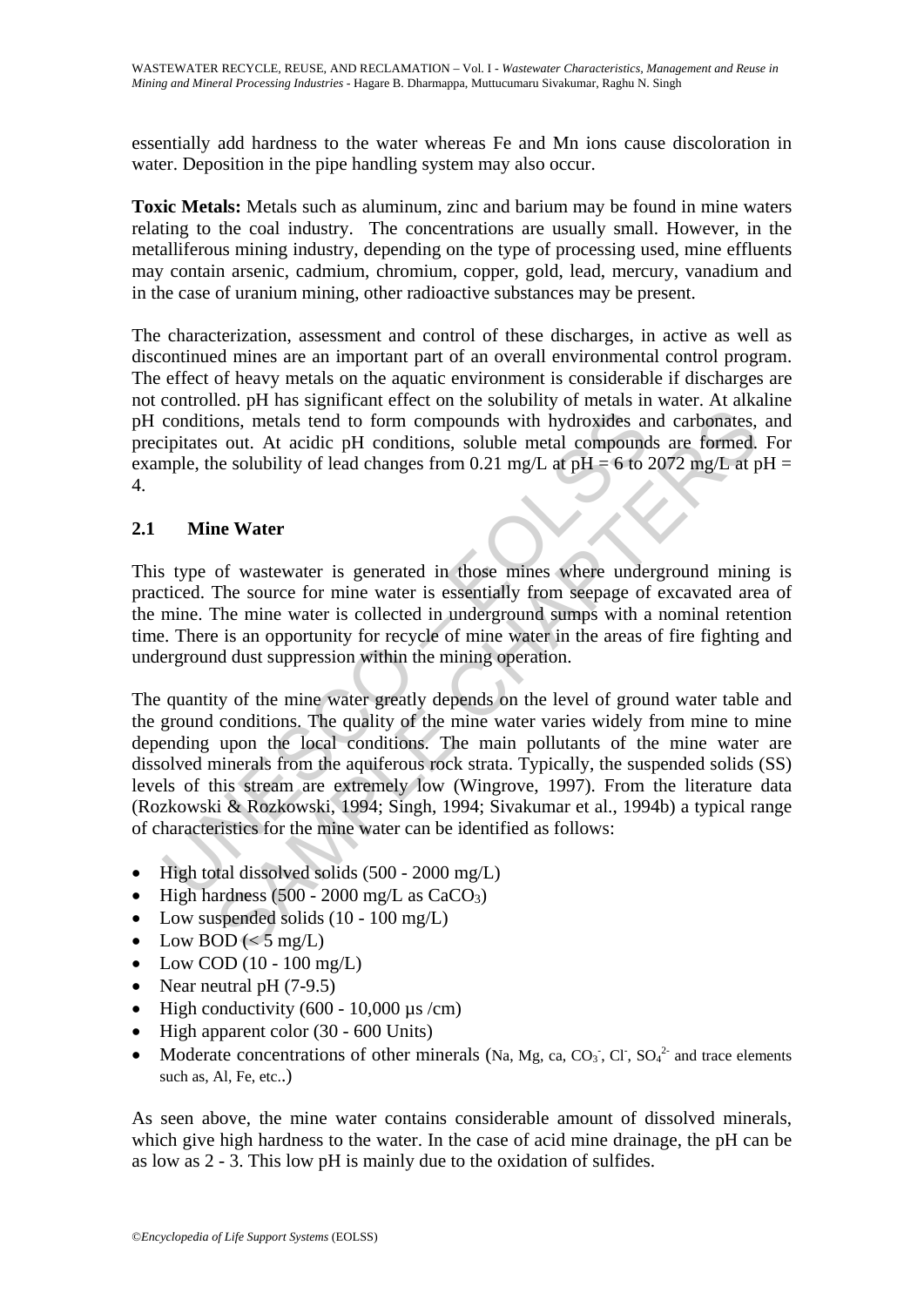essentially add hardness to the water whereas Fe and Mn ions cause discoloration in water. Deposition in the pipe handling system may also occur.

**Toxic Metals:** Metals such as aluminum, zinc and barium may be found in mine waters relating to the coal industry. The concentrations are usually small. However, in the metalliferous mining industry, depending on the type of processing used, mine effluents may contain arsenic, cadmium, chromium, copper, gold, lead, mercury, vanadium and in the case of uranium mining, other radioactive substances may be present.

The characterization, assessment and control of these discharges, in active as well as discontinued mines are an important part of an overall environmental control program. The effect of heavy metals on the aquatic environment is considerable if discharges are not controlled. pH has significant effect on the solubility of metals in water. At alkaline pH conditions, metals tend to form compounds with hydroxides and carbonates, and precipitates out. At acidic pH conditions, soluble metal compounds are formed. For example, the solubility of lead changes from 0.21 mg/L at pH = 6 to 2072 mg/L at pH = 4.

## 2.1 Mine Water

This type of wastewater is generated in those mines where underground mining is practiced. The source for mine water is essentially from seepage of excavated area of the mine. The mine water is collected in underground sumps with a nominal retention time. There is an opportunity for recycle of mine water in the areas of fire fighting and underground dust suppression within the mining operation.

The quantity of the mine water greatly depends on the level of ground water table and the ground conditions. The quality of the mine water varies widely from mine to mine depending upon the local conditions. The main pollutants of the mine water are dissolved minerals from the aquiferous rock strata. Typically, the suspended solids (SS) levels of this stream are extremely low (Wingrove, 1997). From the literature data (Rozkowski & Rozkowski, 1994; Singh, 1994; Sivakumar et al., 1994b) a typical range of characteristics for the mine water can be identified as follows:

- High total dissolved solids (500 - 2000 mg/L)
- High hardness (500 - 2000 mg/L as $CaCO_3$)
- Low suspended solids (10 - 100 mg/L)
- Low BOD (< 5 mg/L)
- Low COD (10 - 100 mg/L)
- Near neutral pH (7-9.5)
- High conductivity (600 - 10,000 µs /cm)
- High apparent color (30 - 600 Units)
- Moderate concentrations of other minerals (Na, Mg, ca, $CO_3^-$, $Cl^-$, $SO_4^{2-}$ and trace elements such as, Al, Fe, etc..)

As seen above, the mine water contains considerable amount of dissolved minerals, which give high hardness to the water. In the case of acid mine drainage, the pH can be as low as 2 - 3. This low pH is mainly due to the oxidation of sulfides.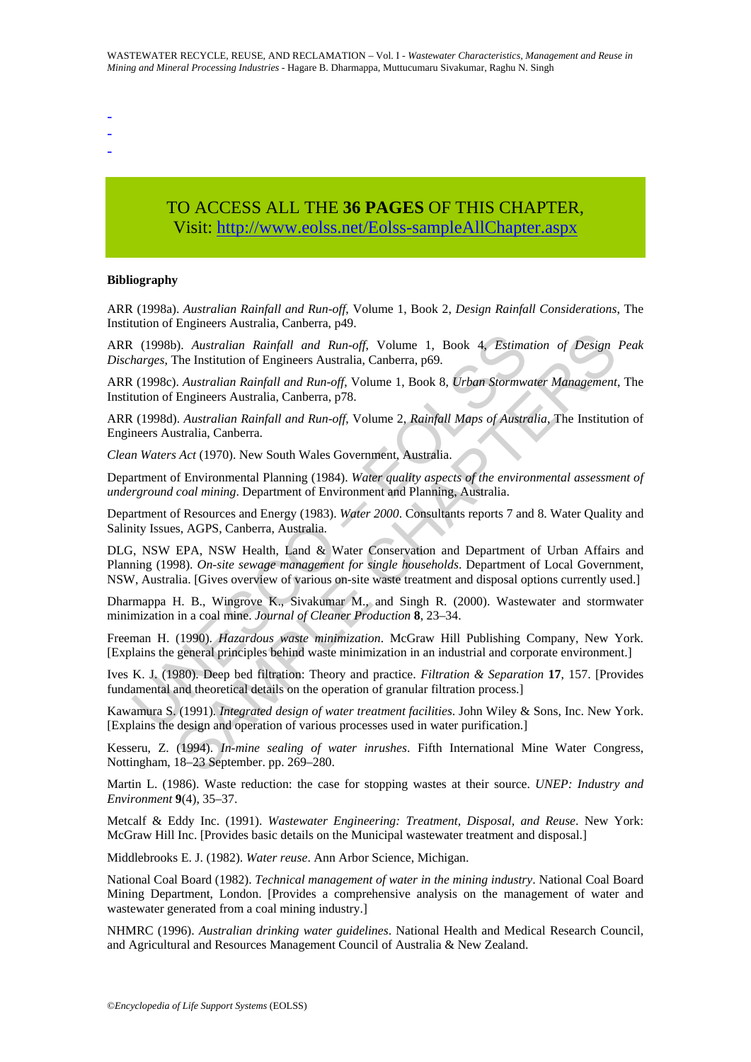-
-
-

TO ACCESS ALL THE **36 PAGES** OF THIS CHAPTER,
Visit: http://www.eolss.net/Eolss-sampleAllChapter.aspx

**Bibliography**

ARR (1998a). *Australian Rainfall and Run-off*, Volume 1, Book 2, *Design Rainfall Considerations*, The Institution of Engineers Australia, Canberra, p49.

ARR (1998b). *Australian Rainfall and Run-off*, Volume 1, Book 4, *Estimation of Design Peak Discharges*, The Institution of Engineers Australia, Canberra, p69.

ARR (1998c). *Australian Rainfall and Run-off*, Volume 1, Book 8, *Urban Stormwater Management*, The Institution of Engineers Australia, Canberra, p78.

ARR (1998d). *Australian Rainfall and Run-off*, Volume 2, *Rainfall Maps of Australia*, The Institution of Engineers Australia, Canberra.

*Clean Waters Act* (1970). New South Wales Government, Australia.

Department of Environmental Planning (1984). *Water quality aspects of the environmental assessment of underground coal mining*. Department of Environment and Planning, Australia.

Department of Resources and Energy (1983). *Water 2000*. Consultants reports 7 and 8. Water Quality and Salinity Issues, AGPS, Canberra, Australia.

DLG, NSW EPA, NSW Health, Land & Water Conservation and Department of Urban Affairs and Planning (1998). *On-site sewage management for single households*. Department of Local Government, NSW, Australia. [Gives overview of various on-site waste treatment and disposal options currently used.]

Dharmappa H. B., Wingrove K., Sivakumar M., and Singh R. (2000). Wastewater and stormwater minimization in a coal mine. *Journal of Cleaner Production* **8**, 23–34.

Freeman H. (1990). *Hazardous waste minimization*. McGraw Hill Publishing Company, New York. [Explains the general principles behind waste minimization in an industrial and corporate environment.]

Ives K. J. (1980). Deep bed filtration: Theory and practice. *Filtration & Separation* **17**, 157. [Provides fundamental and theoretical details on the operation of granular filtration process.]

Kawamura S. (1991). *Integrated design of water treatment facilities*. John Wiley & Sons, Inc. New York. [Explains the design and operation of various processes used in water purification.]

Kesseru, Z. (1994). *In-mine sealing of water inrushes*. Fifth International Mine Water Congress, Nottingham, 18–23 September. pp. 269–280.

Martin L. (1986). Waste reduction: the case for stopping wastes at their source. *UNEP: Industry and Environment* **9**(4), 35–37.

Metcalf & Eddy Inc. (1991). *Wastewater Engineering: Treatment, Disposal, and Reuse*. New York: McGraw Hill Inc. [Provides basic details on the Municipal wastewater treatment and disposal.]

Middlebrooks E. J. (1982). *Water reuse*. Ann Arbor Science, Michigan.

National Coal Board (1982). *Technical management of water in the mining industry*. National Coal Board Mining Department, London. [Provides a comprehensive analysis on the management of water and wastewater generated from a coal mining industry.]

NHMRC (1996). *Australian drinking water guidelines*. National Health and Medical Research Council, and Agricultural and Resources Management Council of Australia & New Zealand.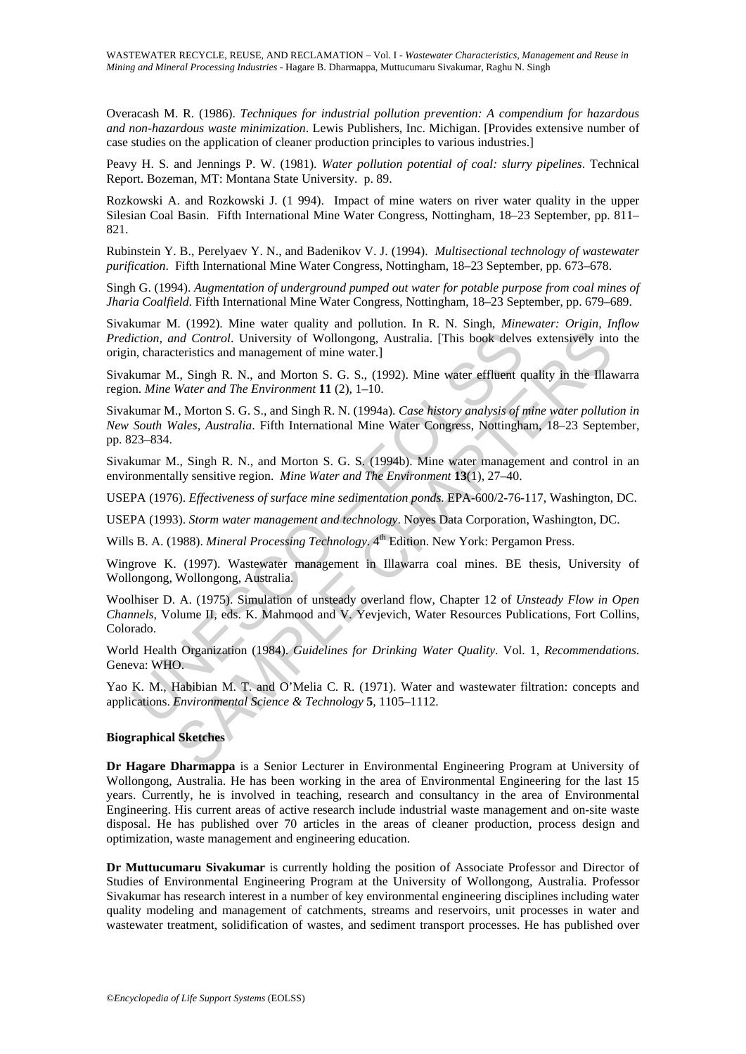Overacash M. R. (1986). *Techniques for industrial pollution prevention: A compendium for hazardous and non-hazardous waste minimization*. Lewis Publishers, Inc. Michigan. [Provides extensive number of case studies on the application of cleaner production principles to various industries.]

Peavy H. S. and Jennings P. W. (1981). *Water pollution potential of coal: slurry pipelines*. Technical Report. Bozeman, MT: Montana State University. p. 89.

Rozkowski A. and Rozkowski J. (1 994). Impact of mine waters on river water quality in the upper Silesian Coal Basin. Fifth International Mine Water Congress, Nottingham, 18–23 September, pp. 811–821.

Rubinstein Y. B., Perelyaev Y. N., and Badenikov V. J. (1994). *Multisectional technology of wastewater purification*. Fifth International Mine Water Congress, Nottingham, 18–23 September, pp. 673–678.

Singh G. (1994). *Augmentation of underground pumped out water for potable purpose from coal mines of Jharia Coalfield*. Fifth International Mine Water Congress, Nottingham, 18–23 September, pp. 679–689.

Sivakumar M. (1992). Mine water quality and pollution. In R. N. Singh, *Minewater: Origin, Inflow Prediction, and Control*. University of Wollongong, Australia. [This book delves extensively into the origin, characteristics and management of mine water.]

Sivakumar M., Singh R. N., and Morton S. G. S., (1992). Mine water effluent quality in the Illawarra region. *Mine Water and The Environment* **11** (2), 1–10.

Sivakumar M., Morton S. G. S., and Singh R. N. (1994a). *Case history analysis of mine water pollution in New South Wales, Australia*. Fifth International Mine Water Congress, Nottingham, 18–23 September, pp. 823–834.

Sivakumar M., Singh R. N., and Morton S. G. S. (1994b). Mine water management and control in an environmentally sensitive region. *Mine Water and The Environment* **13**(1), 27–40.

USEPA (1976). *Effectiveness of surface mine sedimentation ponds*. EPA-600/2-76-117, Washington, DC.

USEPA (1993). *Storm water management and technology*. Noyes Data Corporation, Washington, DC.

Wills B. A. (1988). *Mineral Processing Technology*. 4th Edition. New York: Pergamon Press.

Wingrove K. (1997). Wastewater management in Illawarra coal mines. BE thesis, University of Wollongong, Wollongong, Australia.

Woolhiser D. A. (1975). Simulation of unsteady overland flow, Chapter 12 of *Unsteady Flow in Open Channels*, Volume II, eds. K. Mahmood and V. Yevjevich, Water Resources Publications, Fort Collins, Colorado.

World Health Organization (1984). *Guidelines for Drinking Water Quality*. Vol. 1, *Recommendations*. Geneva: WHO.

Yao K. M., Habibian M. T. and O'Melia C. R. (1971). Water and wastewater filtration: concepts and applications. *Environmental Science & Technology* **5**, 1105–1112.

**Biographical Sketches**

**Dr Hagare Dharmappa** is a Senior Lecturer in Environmental Engineering Program at University of Wollongong, Australia. He has been working in the area of Environmental Engineering for the last 15 years. Currently, he is involved in teaching, research and consultancy in the area of Environmental Engineering. His current areas of active research include industrial waste management and on-site waste disposal. He has published over 70 articles in the areas of cleaner production, process design and optimization, waste management and engineering education.

**Dr Muttucumaru Sivakumar** is currently holding the position of Associate Professor and Director of Studies of Environmental Engineering Program at the University of Wollongong, Australia. Professor Sivakumar has research interest in a number of key environmental engineering disciplines including water quality modeling and management of catchments, streams and reservoirs, unit processes in water and wastewater treatment, solidification of wastes, and sediment transport processes. He has published over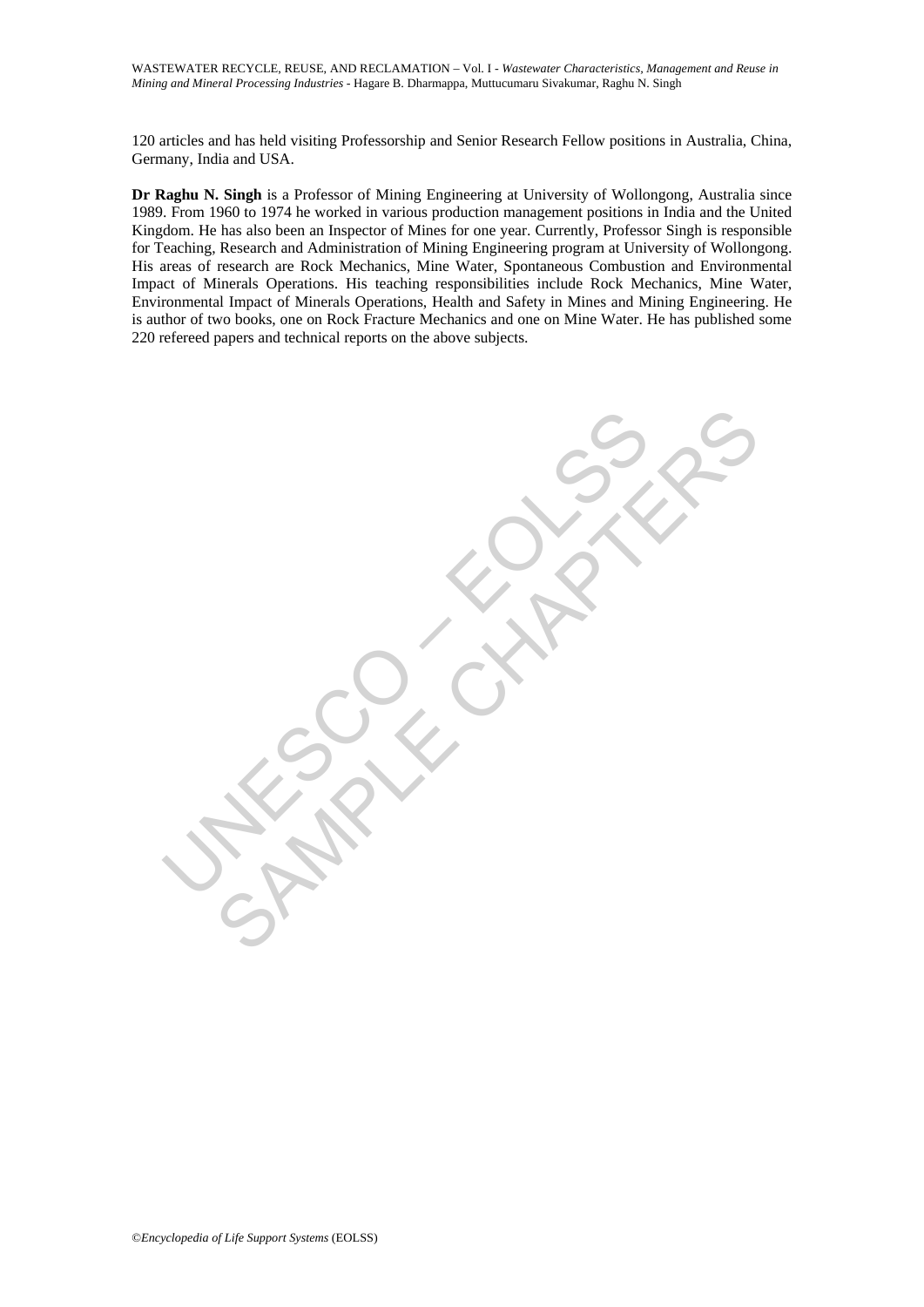120 articles and has held visiting Professorship and Senior Research Fellow positions in Australia, China, Germany, India and USA.

**Dr Raghu N. Singh** is a Professor of Mining Engineering at University of Wollongong, Australia since 1989. From 1960 to 1974 he worked in various production management positions in India and the United Kingdom. He has also been an Inspector of Mines for one year. Currently, Professor Singh is responsible for Teaching, Research and Administration of Mining Engineering program at University of Wollongong. His areas of research are Rock Mechanics, Mine Water, Spontaneous Combustion and Environmental Impact of Minerals Operations. His teaching responsibilities include Rock Mechanics, Mine Water, Environmental Impact of Minerals Operations, Health and Safety in Mines and Mining Engineering. He is author of two books, one on Rock Fracture Mechanics and one on Mine Water. He has published some 220 refereed papers and technical reports on the above subjects.